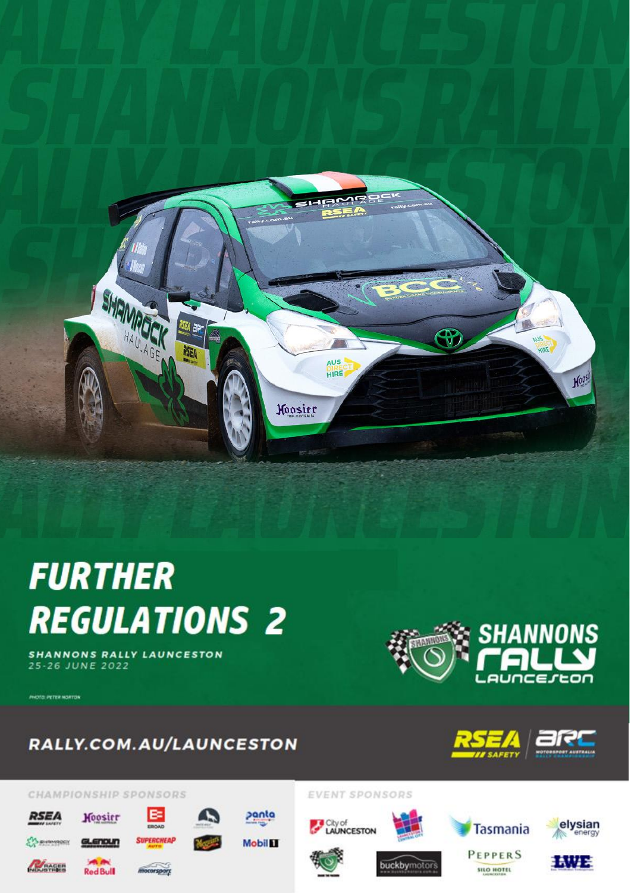# FURTHER REGULATIONS 2

SHANNONS RALLY LAUNCESTON
25-26 JUNE 2022

PHOTO: PETER NORTON

RALLY.COM.AU/LAUNCESTON

CHAMPIONSHIP SPONSORS

EVENT SPONSORS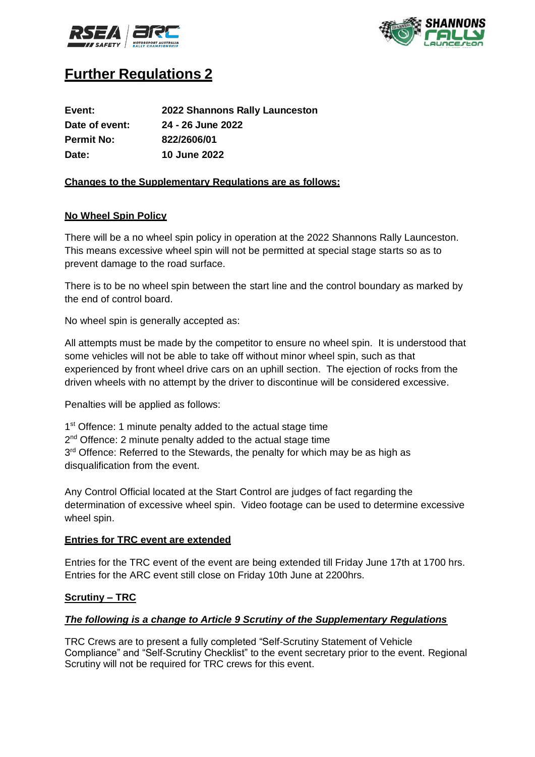# Further Regulations 2

| | |
|---|---|
| **Event:** | **2022 Shannons Rally Launceston** |
| **Date of event:** | **24 - 26 June 2022** |
| **Permit No:** | **822/2606/01** |
| **Date:** | **10 June 2022** |

**Changes to the Supplementary Regulations are as follows:**

## No Wheel Spin Policy

There will be a no wheel spin policy in operation at the 2022 Shannons Rally Launceston. This means excessive wheel spin will not be permitted at special stage starts so as to prevent damage to the road surface.

There is to be no wheel spin between the start line and the control boundary as marked by the end of control board.

No wheel spin is generally accepted as:

All attempts must be made by the competitor to ensure no wheel spin. It is understood that some vehicles will not be able to take off without minor wheel spin, such as that experienced by front wheel drive cars on an uphill section. The ejection of rocks from the driven wheels with no attempt by the driver to discontinue will be considered excessive.

Penalties will be applied as follows:

1st Offence: 1 minute penalty added to the actual stage time
2nd Offence: 2 minute penalty added to the actual stage time
3rd Offence: Referred to the Stewards, the penalty for which may be as high as disqualification from the event.

Any Control Official located at the Start Control are judges of fact regarding the determination of excessive wheel spin. Video footage can be used to determine excessive wheel spin.

## Entries for TRC event are extended

Entries for the TRC event of the event are being extended till Friday June 17th at 1700 hrs. Entries for the ARC event still close on Friday 10th June at 2200hrs.

## Scrutiny – TRC

***The following is a change to Article 9 Scrutiny of the Supplementary Regulations***

TRC Crews are to present a fully completed "Self-Scrutiny Statement of Vehicle Compliance" and "Self-Scrutiny Checklist" to the event secretary prior to the event. Regional Scrutiny will not be required for TRC crews for this event.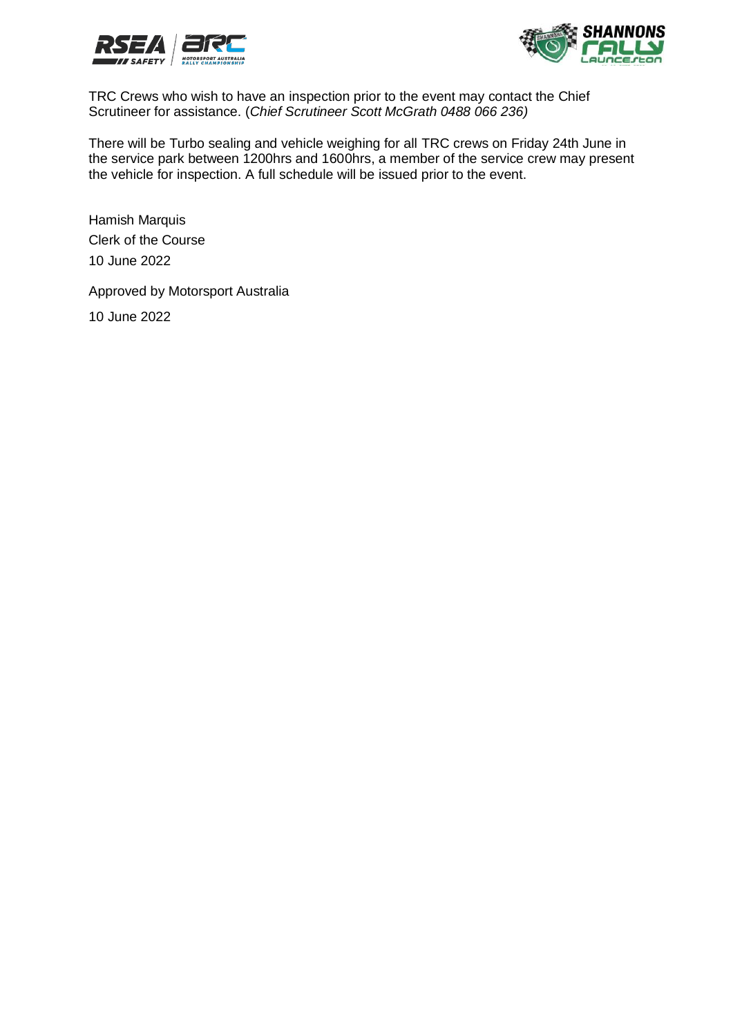TRC Crews who wish to have an inspection prior to the event may contact the Chief Scrutineer for assistance. (*Chief Scrutineer Scott McGrath 0488 066 236)*

There will be Turbo sealing and vehicle weighing for all TRC crews on Friday 24th June in the service park between 1200hrs and 1600hrs, a member of the service crew may present the vehicle for inspection. A full schedule will be issued prior to the event.

Hamish Marquis

Clerk of the Course

10 June 2022

Approved by Motorsport Australia

10 June 2022